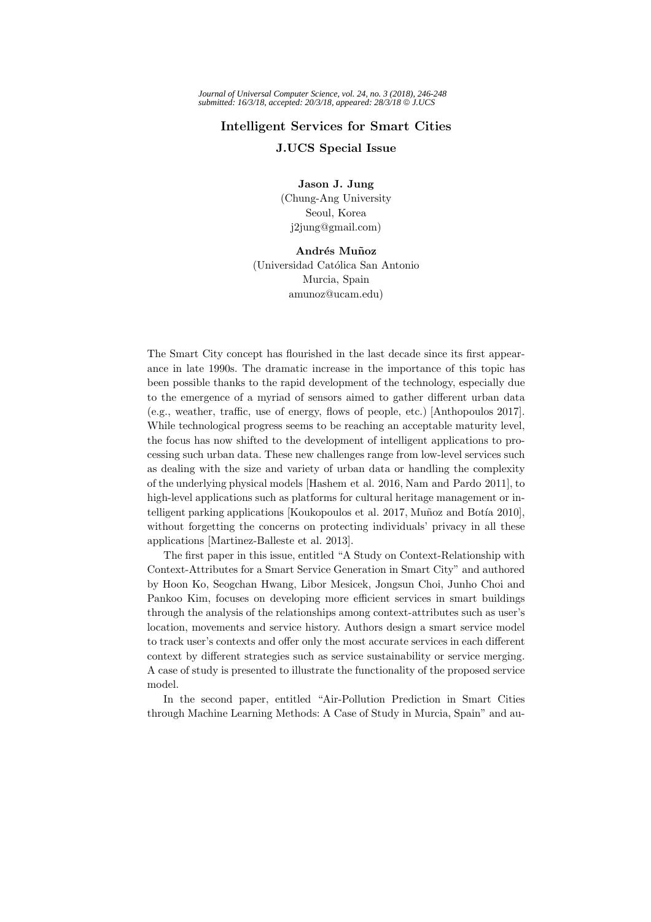# Intelligent Services for Smart Cities

## J.UCS Special Issue

**Jason J. Jung**
(Chung-Ang University
Seoul, Korea
j2jung@gmail.com)

**Andrés Muñoz**
(Universidad Católica San Antonio
Murcia, Spain
amunoz@ucam.edu)

The Smart City concept has flourished in the last decade since its first appearance in late 1990s. The dramatic increase in the importance of this topic has been possible thanks to the rapid development of the technology, especially due to the emergence of a myriad of sensors aimed to gather different urban data (e.g., weather, traffic, use of energy, flows of people, etc.) [Anthopoulos 2017]. While technological progress seems to be reaching an acceptable maturity level, the focus has now shifted to the development of intelligent applications to processing such urban data. These new challenges range from low-level services such as dealing with the size and variety of urban data or handling the complexity of the underlying physical models [Hashem et al. 2016, Nam and Pardo 2011], to high-level applications such as platforms for cultural heritage management or intelligent parking applications [Koukopoulos et al. 2017, Muñoz and Botía 2010], without forgetting the concerns on protecting individuals' privacy in all these applications [Martinez-Balleste et al. 2013].

The first paper in this issue, entitled "A Study on Context-Relationship with Context-Attributes for a Smart Service Generation in Smart City" and authored by Hoon Ko, Seogchan Hwang, Libor Mesicek, Jongsun Choi, Junho Choi and Pankoo Kim, focuses on developing more efficient services in smart buildings through the analysis of the relationships among context-attributes such as user's location, movements and service history. Authors design a smart service model to track user's contexts and offer only the most accurate services in each different context by different strategies such as service sustainability or service merging. A case of study is presented to illustrate the functionality of the proposed service model.

In the second paper, entitled "Air-Pollution Prediction in Smart Cities through Machine Learning Methods: A Case of Study in Murcia, Spain" and au-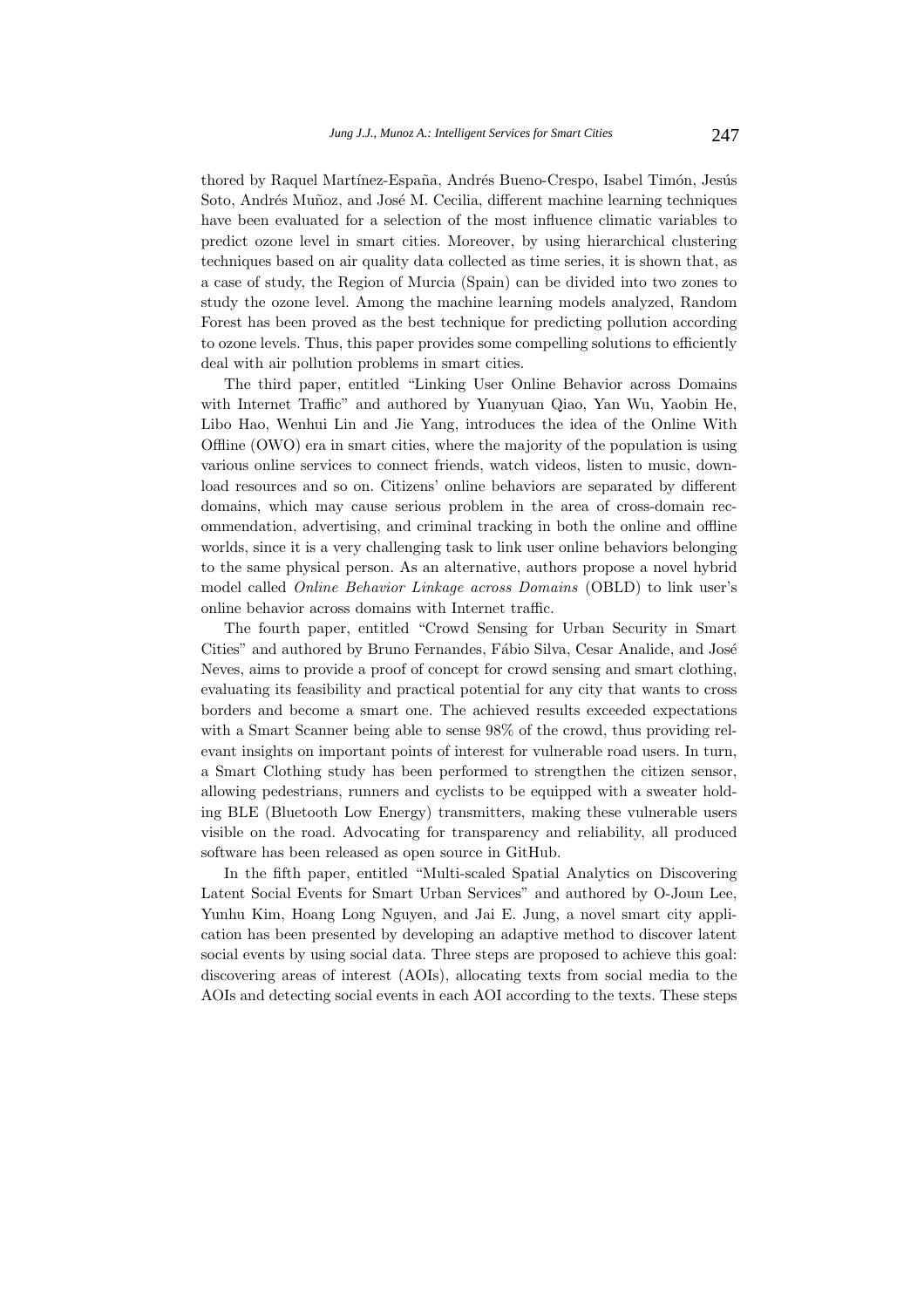thored by Raquel Martínez-España, Andrés Bueno-Crespo, Isabel Timón, Jesús Soto, Andrés Muñoz, and José M. Cecilia, different machine learning techniques have been evaluated for a selection of the most influence climatic variables to predict ozone level in smart cities. Moreover, by using hierarchical clustering techniques based on air quality data collected as time series, it is shown that, as a case of study, the Region of Murcia (Spain) can be divided into two zones to study the ozone level. Among the machine learning models analyzed, Random Forest has been proved as the best technique for predicting pollution according to ozone levels. Thus, this paper provides some compelling solutions to efficiently deal with air pollution problems in smart cities.

The third paper, entitled "Linking User Online Behavior across Domains with Internet Traffic" and authored by Yuanyuan Qiao, Yan Wu, Yaobin He, Libo Hao, Wenhui Lin and Jie Yang, introduces the idea of the Online With Offline (OWO) era in smart cities, where the majority of the population is using various online services to connect friends, watch videos, listen to music, download resources and so on. Citizens' online behaviors are separated by different domains, which may cause serious problem in the area of cross-domain recommendation, advertising, and criminal tracking in both the online and offline worlds, since it is a very challenging task to link user online behaviors belonging to the same physical person. As an alternative, authors propose a novel hybrid model called *Online Behavior Linkage across Domains* (OBLD) to link user's online behavior across domains with Internet traffic.

The fourth paper, entitled "Crowd Sensing for Urban Security in Smart Cities" and authored by Bruno Fernandes, Fábio Silva, Cesar Analide, and José Neves, aims to provide a proof of concept for crowd sensing and smart clothing, evaluating its feasibility and practical potential for any city that wants to cross borders and become a smart one. The achieved results exceeded expectations with a Smart Scanner being able to sense 98% of the crowd, thus providing relevant insights on important points of interest for vulnerable road users. In turn, a Smart Clothing study has been performed to strengthen the citizen sensor, allowing pedestrians, runners and cyclists to be equipped with a sweater holding BLE (Bluetooth Low Energy) transmitters, making these vulnerable users visible on the road. Advocating for transparency and reliability, all produced software has been released as open source in GitHub.

In the fifth paper, entitled "Multi-scaled Spatial Analytics on Discovering Latent Social Events for Smart Urban Services" and authored by O-Joun Lee, Yunhu Kim, Hoang Long Nguyen, and Jai E. Jung, a novel smart city application has been presented by developing an adaptive method to discover latent social events by using social data. Three steps are proposed to achieve this goal: discovering areas of interest (AOIs), allocating texts from social media to the AOIs and detecting social events in each AOI according to the texts. These steps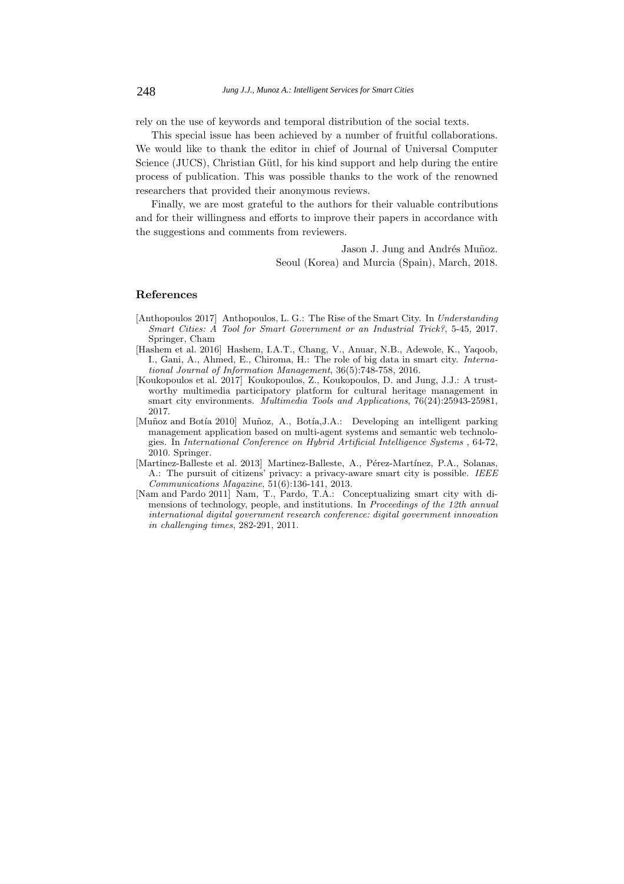rely on the use of keywords and temporal distribution of the social texts.

This special issue has been achieved by a number of fruitful collaborations. We would like to thank the editor in chief of Journal of Universal Computer Science (JUCS), Christian Gütl, for his kind support and help during the entire process of publication. This was possible thanks to the work of the renowned researchers that provided their anonymous reviews.

Finally, we are most grateful to the authors for their valuable contributions and for their willingness and efforts to improve their papers in accordance with the suggestions and comments from reviewers.

Jason J. Jung and Andrés Muñoz.
Seoul (Korea) and Murcia (Spain), March, 2018.

## References

[Anthopoulos 2017] Anthopoulos, L. G.: The Rise of the Smart City. In *Understanding Smart Cities: A Tool for Smart Government or an Industrial Trick?*, 5-45, 2017. Springer, Cham

[Hashem et al. 2016] Hashem, I.A.T., Chang, V., Anuar, N.B., Adewole, K., Yaqoob, I., Gani, A., Ahmed, E., Chiroma, H.: The role of big data in smart city. *International Journal of Information Management*, 36(5):748-758, 2016.

[Koukopoulos et al. 2017] Koukopoulos, Z., Koukopoulos, D. and Jung, J.J.: A trustworthy multimedia participatory platform for cultural heritage management in smart city environments. *Multimedia Tools and Applications*, 76(24):25943-25981, 2017.

[Muñoz and Botía 2010] Muñoz, A., Botía,J.A.: Developing an intelligent parking management application based on multi-agent systems and semantic web technologies. In *International Conference on Hybrid Artificial Intelligence Systems* , 64-72, 2010. Springer.

[Martinez-Balleste et al. 2013] Martinez-Balleste, A., Pérez-Martínez, P.A., Solanas, A.: The pursuit of citizens' privacy: a privacy-aware smart city is possible. *IEEE Communications Magazine*, 51(6):136-141, 2013.

[Nam and Pardo 2011] Nam, T., Pardo, T.A.: Conceptualizing smart city with dimensions of technology, people, and institutions. In *Proceedings of the 12th annual international digital government research conference: digital government innovation in challenging times*, 282-291, 2011.